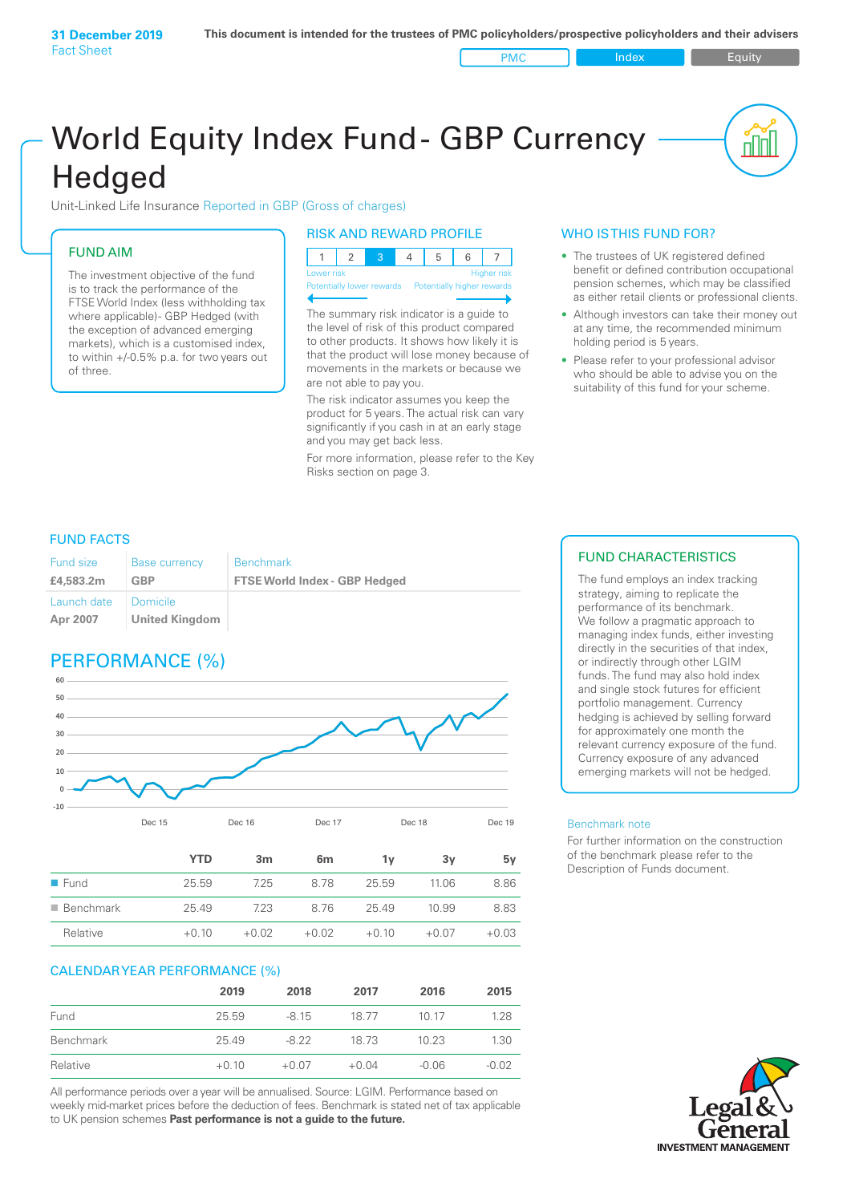**31 December 2019**
Fact Sheet

**This document is intended for the trustees of PMC policyholders/prospective policyholders and their advisers**

PMC | Index | Equity

# World Equity Index Fund - GBP Currency Hedged

Unit-Linked Life Insurance Reported in GBP (Gross of charges)

## FUND AIM

The investment objective of the fund is to track the performance of the FTSE World Index (less withholding tax where applicable)- GBP Hedged (with the exception of advanced emerging markets), which is a customised index, to within +/-0.5% p.a. for two years out of three.

## RISK AND REWARD PROFILE

| 1 | 2 | 3 | 4 | 5 | 6 | 7 |
|---|---|---|---|---|---|---|

Lower risk — Potentially lower rewards | Higher risk — Potentially higher rewards

The summary risk indicator is a guide to the level of risk of this product compared to other products. It shows how likely it is that the product will lose money because of movements in the markets or because we are not able to pay you.

The risk indicator assumes you keep the product for 5 years. The actual risk can vary significantly if you cash in at an early stage and you may get back less.

For more information, please refer to the Key Risks section on page 3.

## WHO IS THIS FUND FOR?

- The trustees of UK registered defined benefit or defined contribution occupational pension schemes, which may be classified as either retail clients or professional clients.
- Although investors can take their money out at any time, the recommended minimum holding period is 5 years.
- Please refer to your professional advisor who should be able to advise you on the suitability of this fund for your scheme.

## FUND FACTS

| Fund size | Base currency | Benchmark |
|---|---|---|
| **£4,583.2m** | **GBP** | **FTSE World Index - GBP Hedged** |
| Launch date | Domicile | |
| **Apr 2007** | **United Kingdom** | |

## FUND CHARACTERISTICS

The fund employs an index tracking strategy, aiming to replicate the performance of its benchmark. We follow a pragmatic approach to managing index funds, either investing directly in the securities of that index, or indirectly through other LGIM funds. The fund may also hold index and single stock futures for efficient portfolio management. Currency hedging is achieved by selling forward for approximately one month the relevant currency exposure of the fund. Currency exposure of any advanced emerging markets will not be hedged.

Benchmark note

For further information on the construction of the benchmark please refer to the Description of Funds document.

## PERFORMANCE (%)

| | YTD | 3m | 6m | 1y | 3y | 5y |
|---|---|---|---|---|---|---|
| Fund | 25.59 | 7.25 | 8.78 | 25.59 | 11.06 | 8.86 |
| Benchmark | 25.49 | 7.23 | 8.76 | 25.49 | 10.99 | 8.83 |
| Relative | +0.10 | +0.02 | +0.02 | +0.10 | +0.07 | +0.03 |

## CALENDAR YEAR PERFORMANCE (%)

| | 2019 | 2018 | 2017 | 2016 | 2015 |
|---|---|---|---|---|---|
| Fund | 25.59 | -8.15 | 18.77 | 10.17 | 1.28 |
| Benchmark | 25.49 | -8.22 | 18.73 | 10.23 | 1.30 |
| Relative | +0.10 | +0.07 | +0.04 | -0.06 | -0.02 |

All performance periods over a year will be annualised. Source: LGIM. Performance based on weekly mid-market prices before the deduction of fees. Benchmark is stated net of tax applicable to UK pension schemes **Past performance is not a guide to the future.**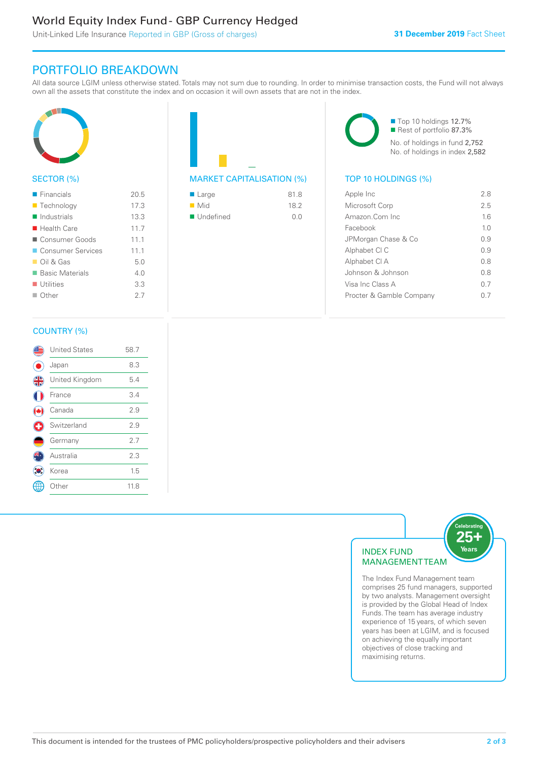# World Equity Index Fund - GBP Currency Hedged

Unit-Linked Life Insurance Reported in GBP (Gross of charges)

31 December 2019 Fact Sheet

## PORTFOLIO BREAKDOWN

All data source LGIM unless otherwise stated. Totals may not sum due to rounding. In order to minimise transaction costs, the Fund will not always own all the assets that constitute the index and on occasion it will own assets that are not in the index.

### SECTOR (%)

| Sector | % |
|---|---|
| Financials | 20.5 |
| Technology | 17.3 |
| Industrials | 13.3 |
| Health Care | 11.7 |
| Consumer Goods | 11.1 |
| Consumer Services | 11.1 |
| Oil & Gas | 5.0 |
| Basic Materials | 4.0 |
| Utilities | 3.3 |
| Other | 2.7 |

### MARKET CAPITALISATION (%)

| Market Capitalisation | % |
|---|---|
| Large | 81.8 |
| Mid | 18.2 |
| Undefined | 0.0 |

- Top 10 holdings 12.7%
- Rest of portfolio 87.3%

No. of holdings in fund 2,752
No. of holdings in index 2,582

### TOP 10 HOLDINGS (%)

| Holding | % |
|---|---|
| Apple Inc | 2.8 |
| Microsoft Corp | 2.5 |
| Amazon.Com Inc | 1.6 |
| Facebook | 1.0 |
| JPMorgan Chase & Co | 0.9 |
| Alphabet Cl C | 0.9 |
| Alphabet Cl A | 0.8 |
| Johnson & Johnson | 0.8 |
| Visa Inc Class A | 0.7 |
| Procter & Gamble Company | 0.7 |

### COUNTRY (%)

| Country | % |
|---|---|
| United States | 58.7 |
| Japan | 8.3 |
| United Kingdom | 5.4 |
| France | 3.4 |
| Canada | 2.9 |
| Switzerland | 2.9 |
| Germany | 2.7 |
| Australia | 2.3 |
| Korea | 1.5 |
| Other | 11.8 |

### INDEX FUND MANAGEMENT TEAM

Celebrating 25+ Years

The Index Fund Management team comprises 25 fund managers, supported by two analysts. Management oversight is provided by the Global Head of Index Funds. The team has average industry experience of 15 years, of which seven years has been at LGIM, and is focused on achieving the equally important objectives of close tracking and maximising returns.

This document is intended for the trustees of PMC policyholders/prospective policyholders and their advisers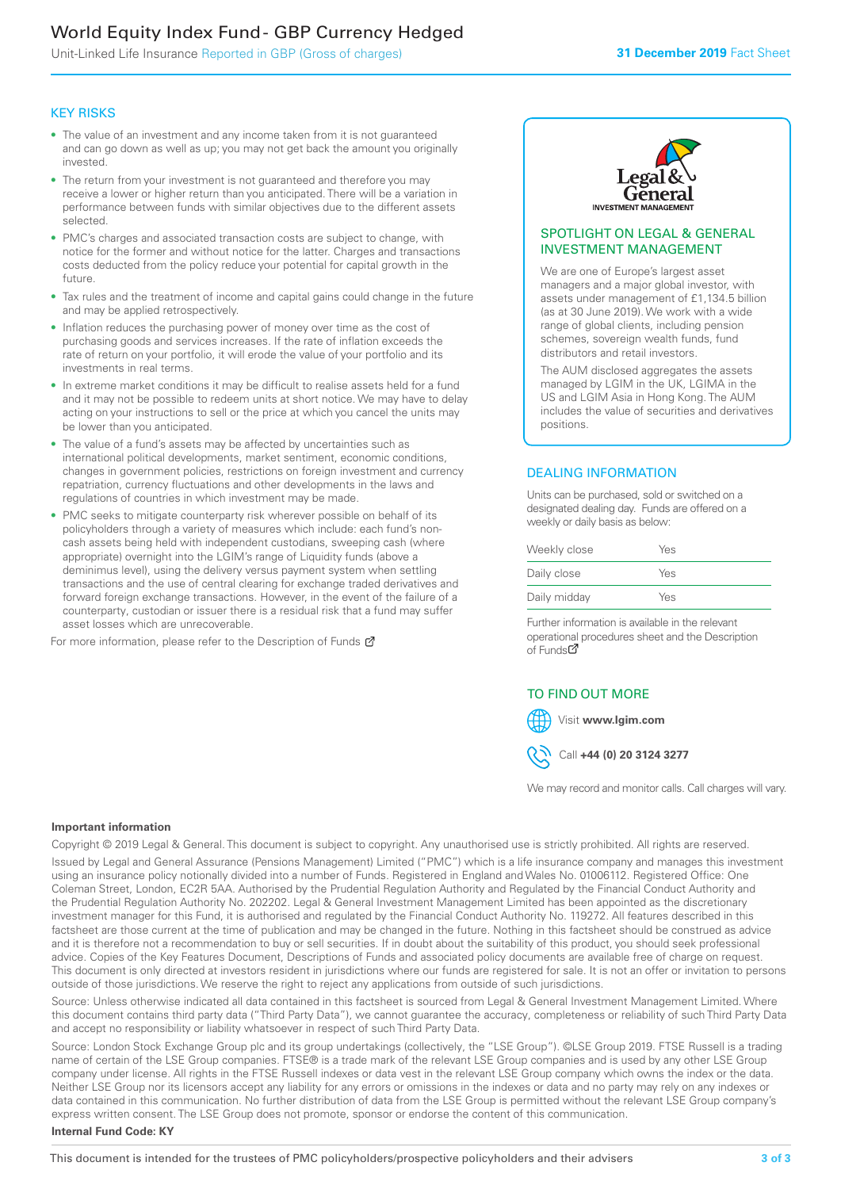# World Equity Index Fund - GBP Currency Hedged

Unit-Linked Life Insurance Reported in GBP (Gross of charges)

**31 December 2019** Fact Sheet

## KEY RISKS

- The value of an investment and any income taken from it is not guaranteed and can go down as well as up; you may not get back the amount you originally invested.
- The return from your investment is not guaranteed and therefore you may receive a lower or higher return than you anticipated. There will be a variation in performance between funds with similar objectives due to the different assets selected.
- PMC's charges and associated transaction costs are subject to change, with notice for the former and without notice for the latter. Charges and transactions costs deducted from the policy reduce your potential for capital growth in the future.
- Tax rules and the treatment of income and capital gains could change in the future and may be applied retrospectively.
- Inflation reduces the purchasing power of money over time as the cost of purchasing goods and services increases. If the rate of inflation exceeds the rate of return on your portfolio, it will erode the value of your portfolio and its investments in real terms.
- In extreme market conditions it may be difficult to realise assets held for a fund and it may not be possible to redeem units at short notice. We may have to delay acting on your instructions to sell or the price at which you cancel the units may be lower than you anticipated.
- The value of a fund's assets may be affected by uncertainties such as international political developments, market sentiment, economic conditions, changes in government policies, restrictions on foreign investment and currency repatriation, currency fluctuations and other developments in the laws and regulations of countries in which investment may be made.
- PMC seeks to mitigate counterparty risk wherever possible on behalf of its policyholders through a variety of measures which include: each fund's non-cash assets being held with independent custodians, sweeping cash (where appropriate) overnight into the LGIM's range of Liquidity funds (above a deminimus level), using the delivery versus payment system when settling transactions and the use of central clearing for exchange traded derivatives and forward foreign exchange transactions. However, in the event of the failure of a counterparty, custodian or issuer there is a residual risk that a fund may suffer asset losses which are unrecoverable.

For more information, please refer to the Description of Funds

## SPOTLIGHT ON LEGAL & GENERAL INVESTMENT MANAGEMENT

We are one of Europe's largest asset managers and a major global investor, with assets under management of £1,134.5 billion (as at 30 June 2019). We work with a wide range of global clients, including pension schemes, sovereign wealth funds, fund distributors and retail investors.

The AUM disclosed aggregates the assets managed by LGIM in the UK, LGIMA in the US and LGIM Asia in Hong Kong. The AUM includes the value of securities and derivatives positions.

## DEALING INFORMATION

Units can be purchased, sold or switched on a designated dealing day. Funds are offered on a weekly or daily basis as below:

| | |
|---|---|
| Weekly close | Yes |
| Daily close | Yes |
| Daily midday | Yes |

Further information is available in the relevant operational procedures sheet and the Description of Funds

## TO FIND OUT MORE

Visit **www.lgim.com**

Call **+44 (0) 20 3124 3277**

We may record and monitor calls. Call charges will vary.

**Important information**

Copyright © 2019 Legal & General. This document is subject to copyright. Any unauthorised use is strictly prohibited. All rights are reserved.

Issued by Legal and General Assurance (Pensions Management) Limited ("PMC") which is a life insurance company and manages this investment using an insurance policy notionally divided into a number of Funds. Registered in England and Wales No. 01006112. Registered Office: One Coleman Street, London, EC2R 5AA. Authorised by the Prudential Regulation Authority and Regulated by the Financial Conduct Authority and the Prudential Regulation Authority No. 202202. Legal & General Investment Management Limited has been appointed as the discretionary investment manager for this Fund, it is authorised and regulated by the Financial Conduct Authority No. 119272. All features described in this factsheet are those current at the time of publication and may be changed in the future. Nothing in this factsheet should be construed as advice and it is therefore not a recommendation to buy or sell securities. If in doubt about the suitability of this product, you should seek professional advice. Copies of the Key Features Document, Descriptions of Funds and associated policy documents are available free of charge on request. This document is only directed at investors resident in jurisdictions where our funds are registered for sale. It is not an offer or invitation to persons outside of those jurisdictions. We reserve the right to reject any applications from outside of such jurisdictions.

Source: Unless otherwise indicated all data contained in this factsheet is sourced from Legal & General Investment Management Limited. Where this document contains third party data ("Third Party Data"), we cannot guarantee the accuracy, completeness or reliability of such Third Party Data and accept no responsibility or liability whatsoever in respect of such Third Party Data.

Source: London Stock Exchange Group plc and its group undertakings (collectively, the "LSE Group"). ©LSE Group 2019. FTSE Russell is a trading name of certain of the LSE Group companies. FTSE® is a trade mark of the relevant LSE Group companies and is used by any other LSE Group company under license. All rights in the FTSE Russell indexes or data vest in the relevant LSE Group company which owns the index or the data. Neither LSE Group nor its licensors accept any liability for any errors or omissions in the indexes or data and no party may rely on any indexes or data contained in this communication. No further distribution of data from the LSE Group is permitted without the relevant LSE Group company's express written consent. The LSE Group does not promote, sponsor or endorse the content of this communication.

**Internal Fund Code: KY**

This document is intended for the trustees of PMC policyholders/prospective policyholders and their advisers